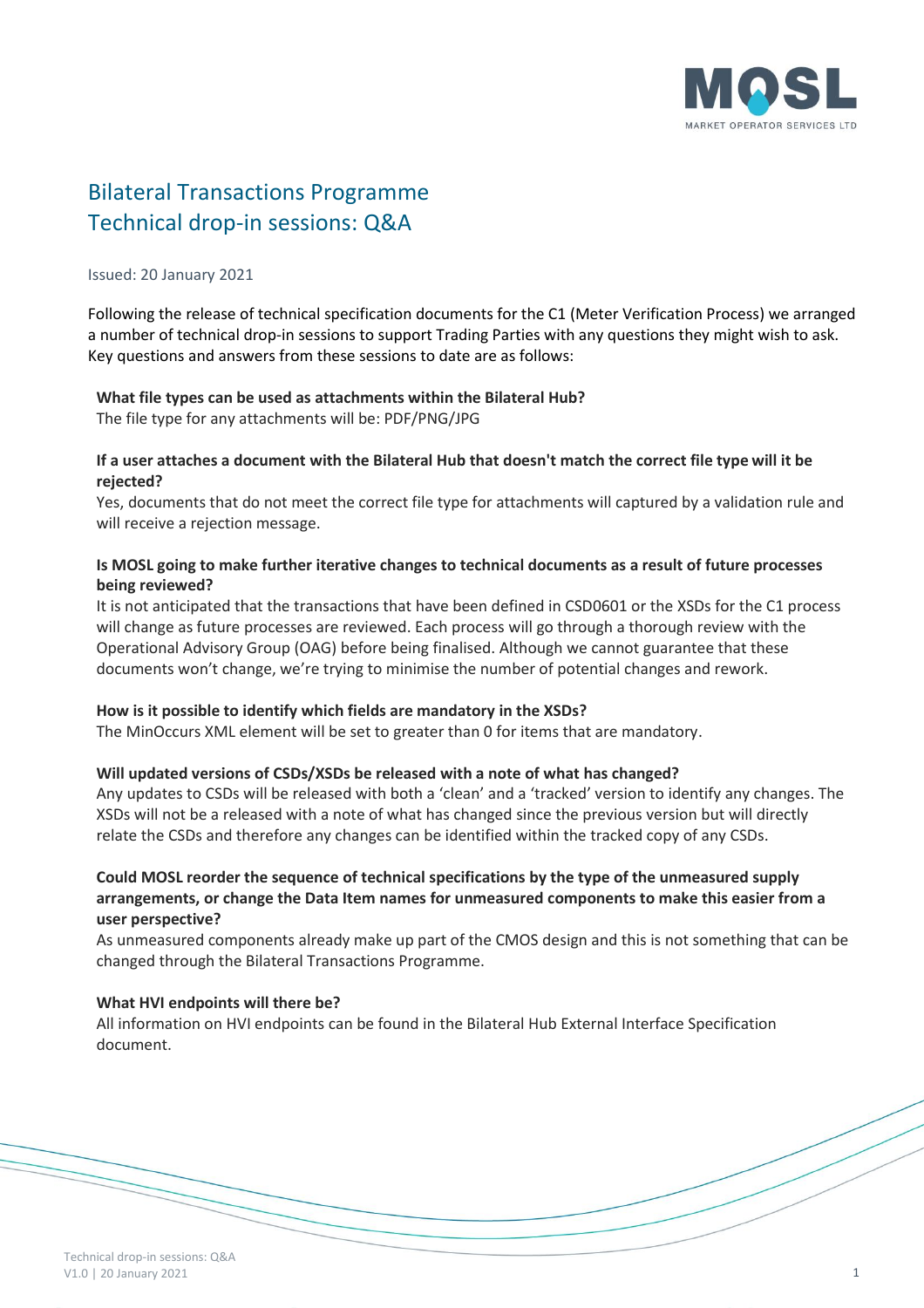# Bilateral Transactions Programme
# Technical drop-in sessions: Q&A

Issued: 20 January 2021

Following the release of technical specification documents for the C1 (Meter Verification Process) we arranged a number of technical drop-in sessions to support Trading Parties with any questions they might wish to ask. Key questions and answers from these sessions to date are as follows:

**What file types can be used as attachments within the Bilateral Hub?**
The file type for any attachments will be: PDF/PNG/JPG

**If a user attaches a document with the Bilateral Hub that doesn't match the correct file type will it be rejected?**
Yes, documents that do not meet the correct file type for attachments will captured by a validation rule and will receive a rejection message.

**Is MOSL going to make further iterative changes to technical documents as a result of future processes being reviewed?**
It is not anticipated that the transactions that have been defined in CSD0601 or the XSDs for the C1 process will change as future processes are reviewed. Each process will go through a thorough review with the Operational Advisory Group (OAG) before being finalised. Although we cannot guarantee that these documents won't change, we're trying to minimise the number of potential changes and rework.

**How is it possible to identify which fields are mandatory in the XSDs?**
The MinOccurs XML element will be set to greater than 0 for items that are mandatory.

**Will updated versions of CSDs/XSDs be released with a note of what has changed?**
Any updates to CSDs will be released with both a 'clean' and a 'tracked' version to identify any changes. The XSDs will not be a released with a note of what has changed since the previous version but will directly relate the CSDs and therefore any changes can be identified within the tracked copy of any CSDs.

**Could MOSL reorder the sequence of technical specifications by the type of the unmeasured supply arrangements, or change the Data Item names for unmeasured components to make this easier from a user perspective?**
As unmeasured components already make up part of the CMOS design and this is not something that can be changed through the Bilateral Transactions Programme.

**What HVI endpoints will there be?**
All information on HVI endpoints can be found in the Bilateral Hub External Interface Specification document.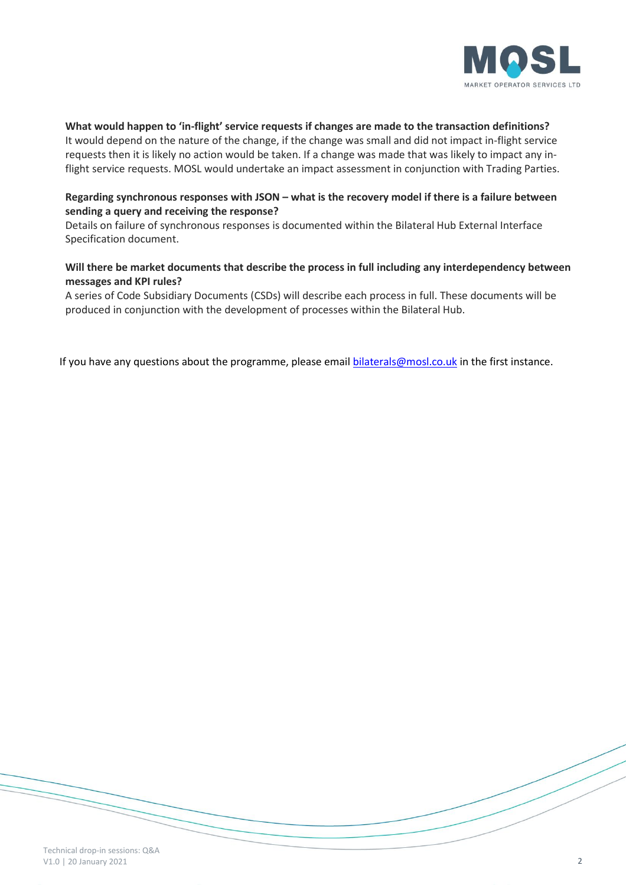**What would happen to 'in-flight' service requests if changes are made to the transaction definitions?**
It would depend on the nature of the change, if the change was small and did not impact in-flight service requests then it is likely no action would be taken. If a change was made that was likely to impact any in-flight service requests. MOSL would undertake an impact assessment in conjunction with Trading Parties.

**Regarding synchronous responses with JSON – what is the recovery model if there is a failure between sending a query and receiving the response?**
Details on failure of synchronous responses is documented within the Bilateral Hub External Interface Specification document.

**Will there be market documents that describe the process in full including any interdependency between messages and KPI rules?**
A series of Code Subsidiary Documents (CSDs) will describe each process in full. These documents will be produced in conjunction with the development of processes within the Bilateral Hub.

If you have any questions about the programme, please email [bilaterals@mosl.co.uk](mailto:bilaterals@mosl.co.uk) in the first instance.